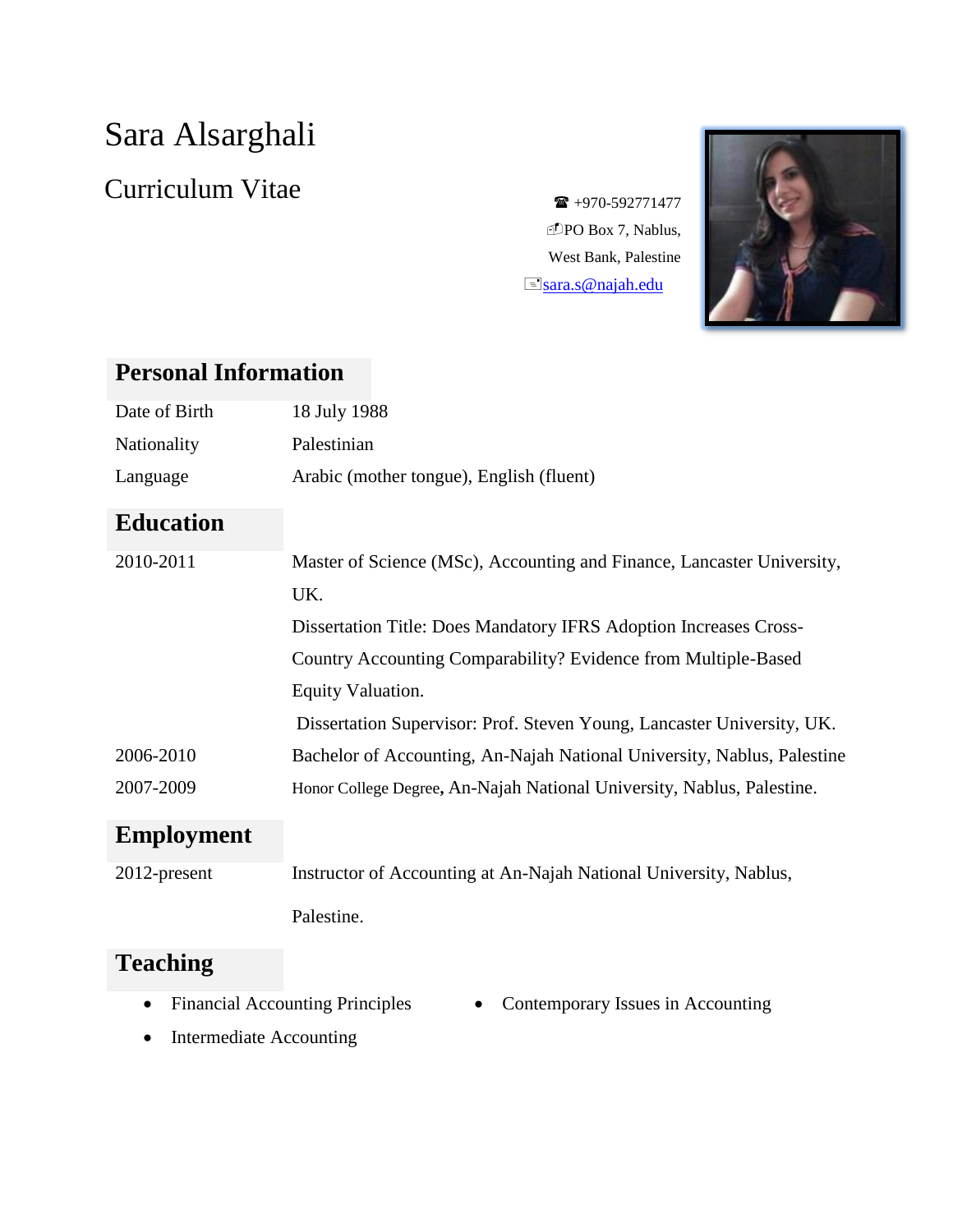# Sara Alsarghali

## Curriculum Vitae

☎ +970-592771477
PO Box 7, Nablus,
West Bank, Palestine
sara.s@najah.edu

## Personal Information

| | |
|---|---|
| Date of Birth | 18 July 1988 |
| Nationality | Palestinian |
| Language | Arabic (mother tongue), English (fluent) |

## Education

| | |
|---|---|
| 2010-2011 | Master of Science (MSc), Accounting and Finance, Lancaster University, UK.<br>Dissertation Title: Does Mandatory IFRS Adoption Increases Cross-Country Accounting Comparability? Evidence from Multiple-Based Equity Valuation.<br>Dissertation Supervisor: Prof. Steven Young, Lancaster University, UK. |
| 2006-2010 | Bachelor of Accounting, An-Najah National University, Nablus, Palestine |
| 2007-2009 | Honor College Degree**,** An-Najah National University, Nablus, Palestine. |

## Employment

| | |
|---|---|
| 2012-present | Instructor of Accounting at An-Najah National University, Nablus, Palestine. |

## Teaching

- Financial Accounting Principles
- Intermediate Accounting
- Contemporary Issues in Accounting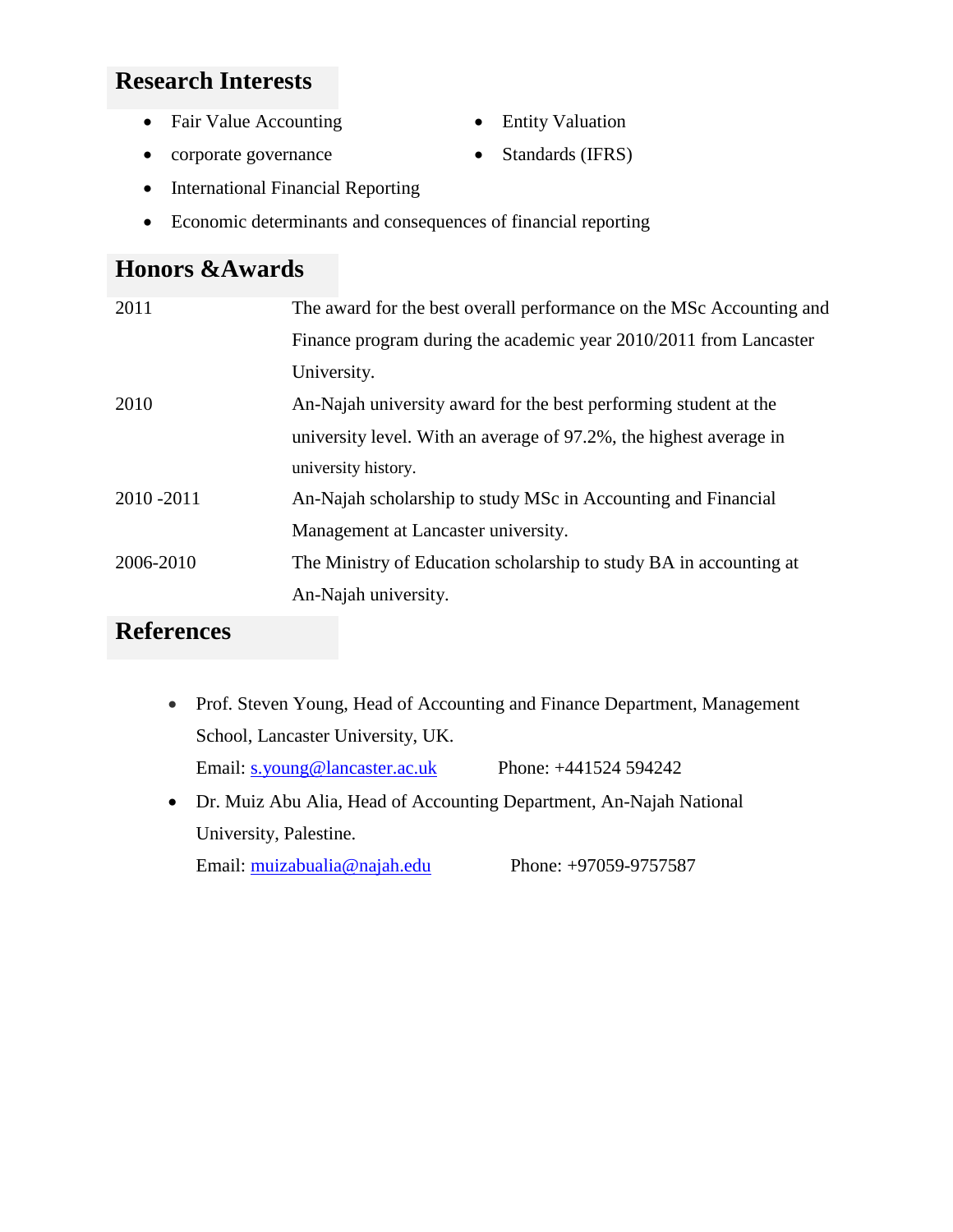## Research Interests

- Fair Value Accounting
- corporate governance
- International Financial Reporting
- Economic determinants and consequences of financial reporting
- Entity Valuation
- Standards (IFRS)

## Honors &Awards

| | |
|---|---|
| 2011 | The award for the best overall performance on the MSc Accounting and Finance program during the academic year 2010/2011 from Lancaster University. |
| 2010 | An-Najah university award for the best performing student at the university level. With an average of 97.2%, the highest average in university history. |
| 2010 -2011 | An-Najah scholarship to study MSc in Accounting and Financial Management at Lancaster university. |
| 2006-2010 | The Ministry of Education scholarship to study BA in accounting at An-Najah university. |

## References

- Prof. Steven Young, Head of Accounting and Finance Department, Management School, Lancaster University, UK.
  Email: s.young@lancaster.ac.uk Phone: +441524 594242
- Dr. Muiz Abu Alia, Head of Accounting Department, An-Najah National University, Palestine.
  Email: muizabualia@najah.edu Phone: +97059-9757587